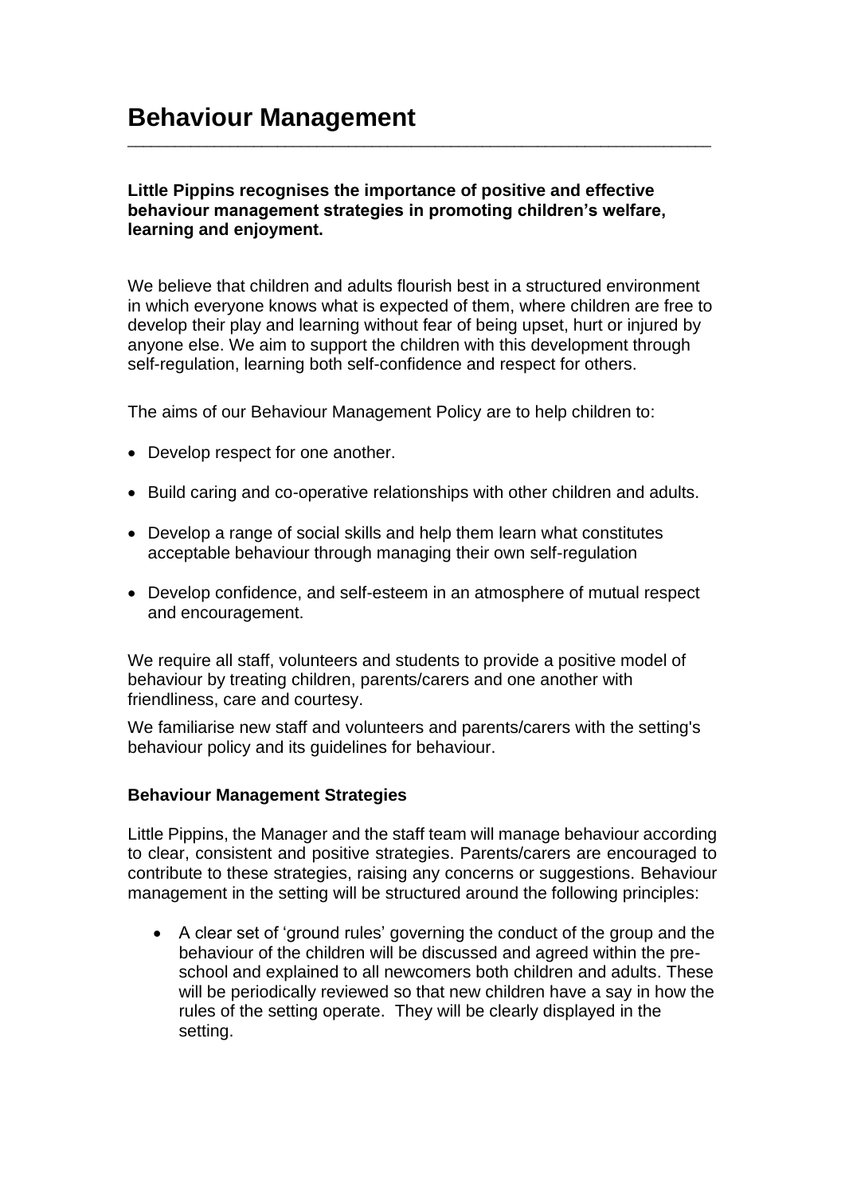# Behaviour Management

**Little Pippins recognises the importance of positive and effective behaviour management strategies in promoting children's welfare, learning and enjoyment.**

We believe that children and adults flourish best in a structured environment in which everyone knows what is expected of them, where children are free to develop their play and learning without fear of being upset, hurt or injured by anyone else. We aim to support the children with this development through self-regulation, learning both self-confidence and respect for others.

The aims of our Behaviour Management Policy are to help children to:

- Develop respect for one another.
- Build caring and co-operative relationships with other children and adults.
- Develop a range of social skills and help them learn what constitutes acceptable behaviour through managing their own self-regulation
- Develop confidence, and self-esteem in an atmosphere of mutual respect and encouragement.

We require all staff, volunteers and students to provide a positive model of behaviour by treating children, parents/carers and one another with friendliness, care and courtesy.

We familiarise new staff and volunteers and parents/carers with the setting's behaviour policy and its guidelines for behaviour.

**Behaviour Management Strategies**

Little Pippins, the Manager and the staff team will manage behaviour according to clear, consistent and positive strategies. Parents/carers are encouraged to contribute to these strategies, raising any concerns or suggestions. Behaviour management in the setting will be structured around the following principles:

- A clear set of 'ground rules' governing the conduct of the group and the behaviour of the children will be discussed and agreed within the pre-school and explained to all newcomers both children and adults. These will be periodically reviewed so that new children have a say in how the rules of the setting operate. They will be clearly displayed in the setting.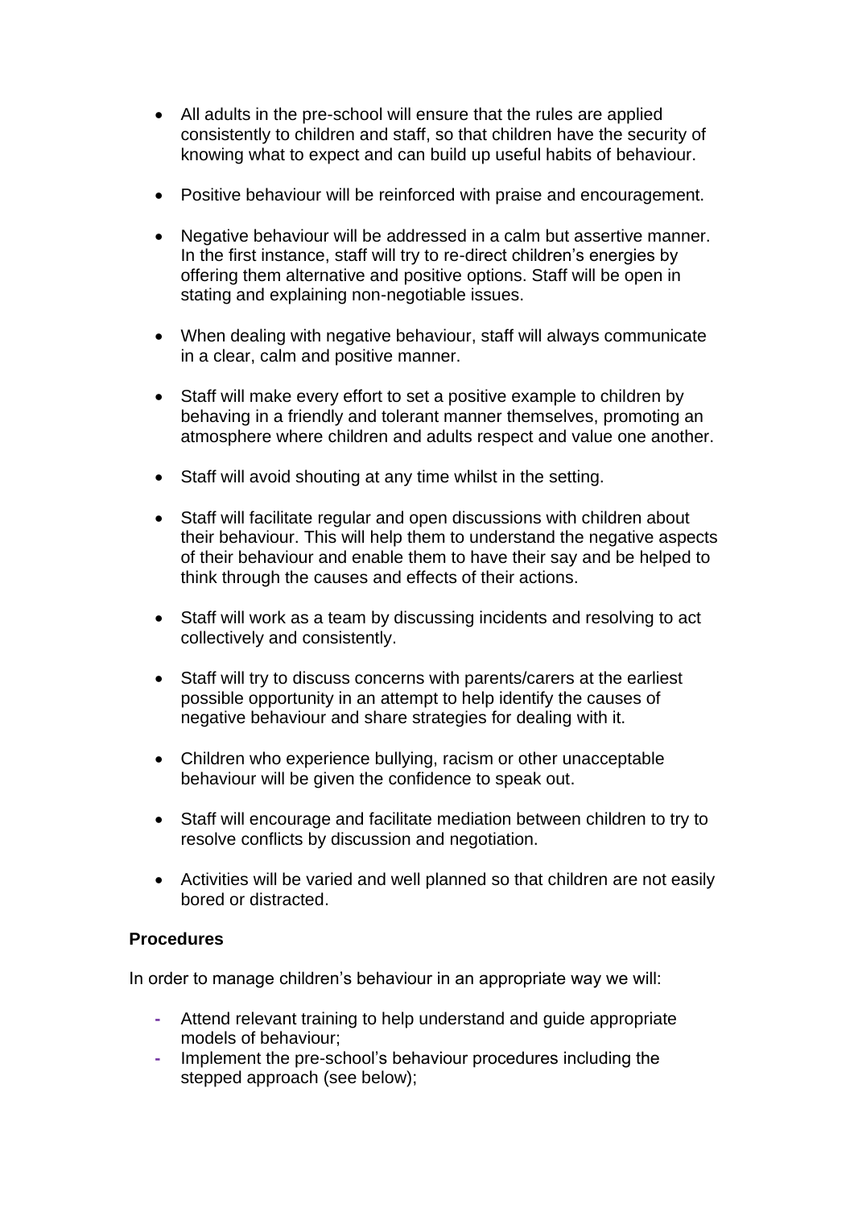- All adults in the pre-school will ensure that the rules are applied consistently to children and staff, so that children have the security of knowing what to expect and can build up useful habits of behaviour.

- Positive behaviour will be reinforced with praise and encouragement.

- Negative behaviour will be addressed in a calm but assertive manner. In the first instance, staff will try to re-direct children's energies by offering them alternative and positive options. Staff will be open in stating and explaining non-negotiable issues.

- When dealing with negative behaviour, staff will always communicate in a clear, calm and positive manner.

- Staff will make every effort to set a positive example to children by behaving in a friendly and tolerant manner themselves, promoting an atmosphere where children and adults respect and value one another.

- Staff will avoid shouting at any time whilst in the setting.

- Staff will facilitate regular and open discussions with children about their behaviour. This will help them to understand the negative aspects of their behaviour and enable them to have their say and be helped to think through the causes and effects of their actions.

- Staff will work as a team by discussing incidents and resolving to act collectively and consistently.

- Staff will try to discuss concerns with parents/carers at the earliest possible opportunity in an attempt to help identify the causes of negative behaviour and share strategies for dealing with it.

- Children who experience bullying, racism or other unacceptable behaviour will be given the confidence to speak out.

- Staff will encourage and facilitate mediation between children to try to resolve conflicts by discussion and negotiation.

- Activities will be varied and well planned so that children are not easily bored or distracted.

**Procedures**

In order to manage children's behaviour in an appropriate way we will:

- Attend relevant training to help understand and guide appropriate models of behaviour;
- Implement the pre-school's behaviour procedures including the stepped approach (see below);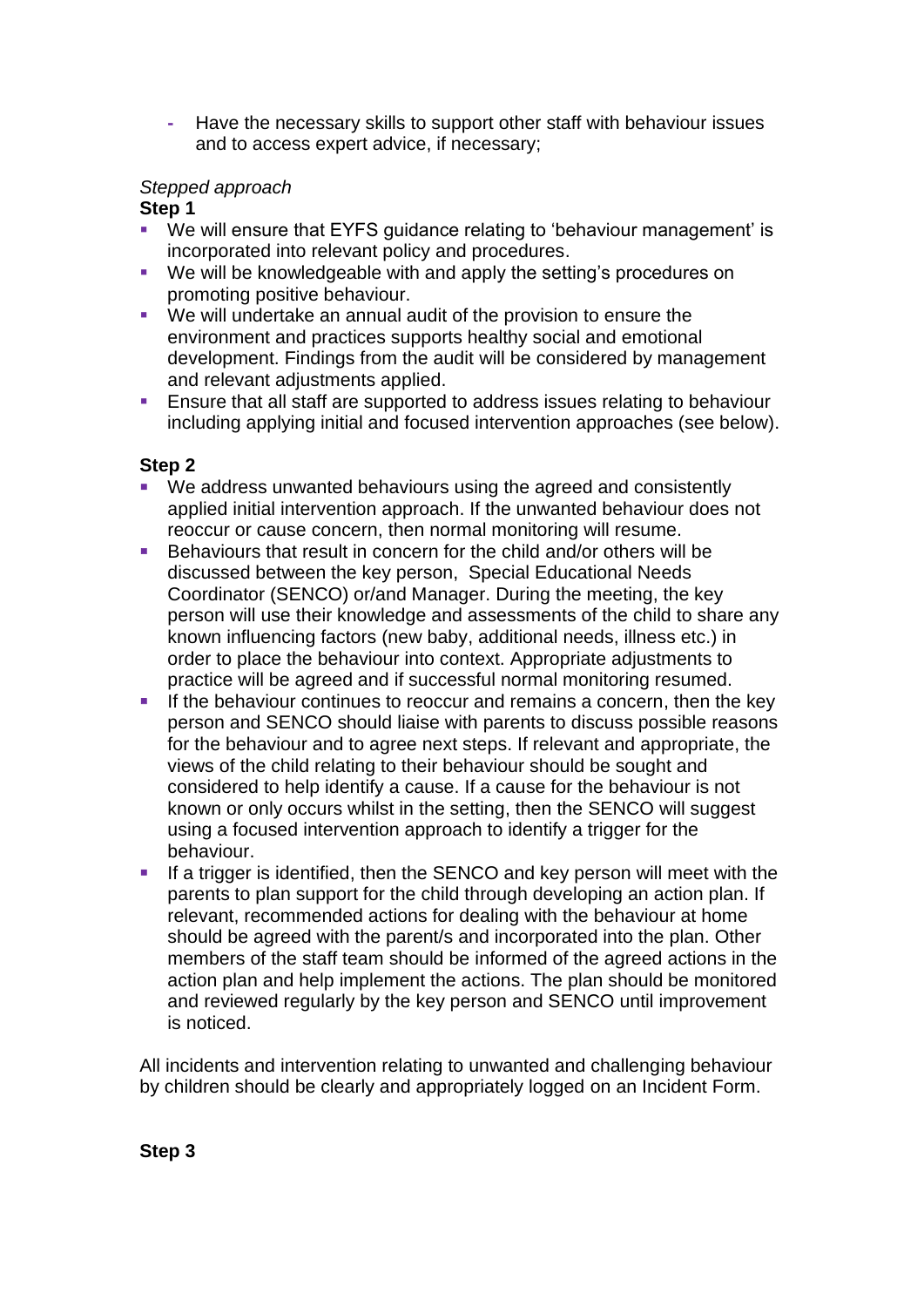- Have the necessary skills to support other staff with behaviour issues and to access expert advice, if necessary;

*Stepped approach*

**Step 1**

- We will ensure that EYFS guidance relating to 'behaviour management' is incorporated into relevant policy and procedures.
- We will be knowledgeable with and apply the setting's procedures on promoting positive behaviour.
- We will undertake an annual audit of the provision to ensure the environment and practices supports healthy social and emotional development. Findings from the audit will be considered by management and relevant adjustments applied.
- Ensure that all staff are supported to address issues relating to behaviour including applying initial and focused intervention approaches (see below).

**Step 2**

- We address unwanted behaviours using the agreed and consistently applied initial intervention approach. If the unwanted behaviour does not reoccur or cause concern, then normal monitoring will resume.
- Behaviours that result in concern for the child and/or others will be discussed between the key person, Special Educational Needs Coordinator (SENCO) or/and Manager. During the meeting, the key person will use their knowledge and assessments of the child to share any known influencing factors (new baby, additional needs, illness etc.) in order to place the behaviour into context. Appropriate adjustments to practice will be agreed and if successful normal monitoring resumed.
- If the behaviour continues to reoccur and remains a concern, then the key person and SENCO should liaise with parents to discuss possible reasons for the behaviour and to agree next steps. If relevant and appropriate, the views of the child relating to their behaviour should be sought and considered to help identify a cause. If a cause for the behaviour is not known or only occurs whilst in the setting, then the SENCO will suggest using a focused intervention approach to identify a trigger for the behaviour.
- If a trigger is identified, then the SENCO and key person will meet with the parents to plan support for the child through developing an action plan. If relevant, recommended actions for dealing with the behaviour at home should be agreed with the parent/s and incorporated into the plan. Other members of the staff team should be informed of the agreed actions in the action plan and help implement the actions. The plan should be monitored and reviewed regularly by the key person and SENCO until improvement is noticed.

All incidents and intervention relating to unwanted and challenging behaviour by children should be clearly and appropriately logged on an Incident Form.

**Step 3**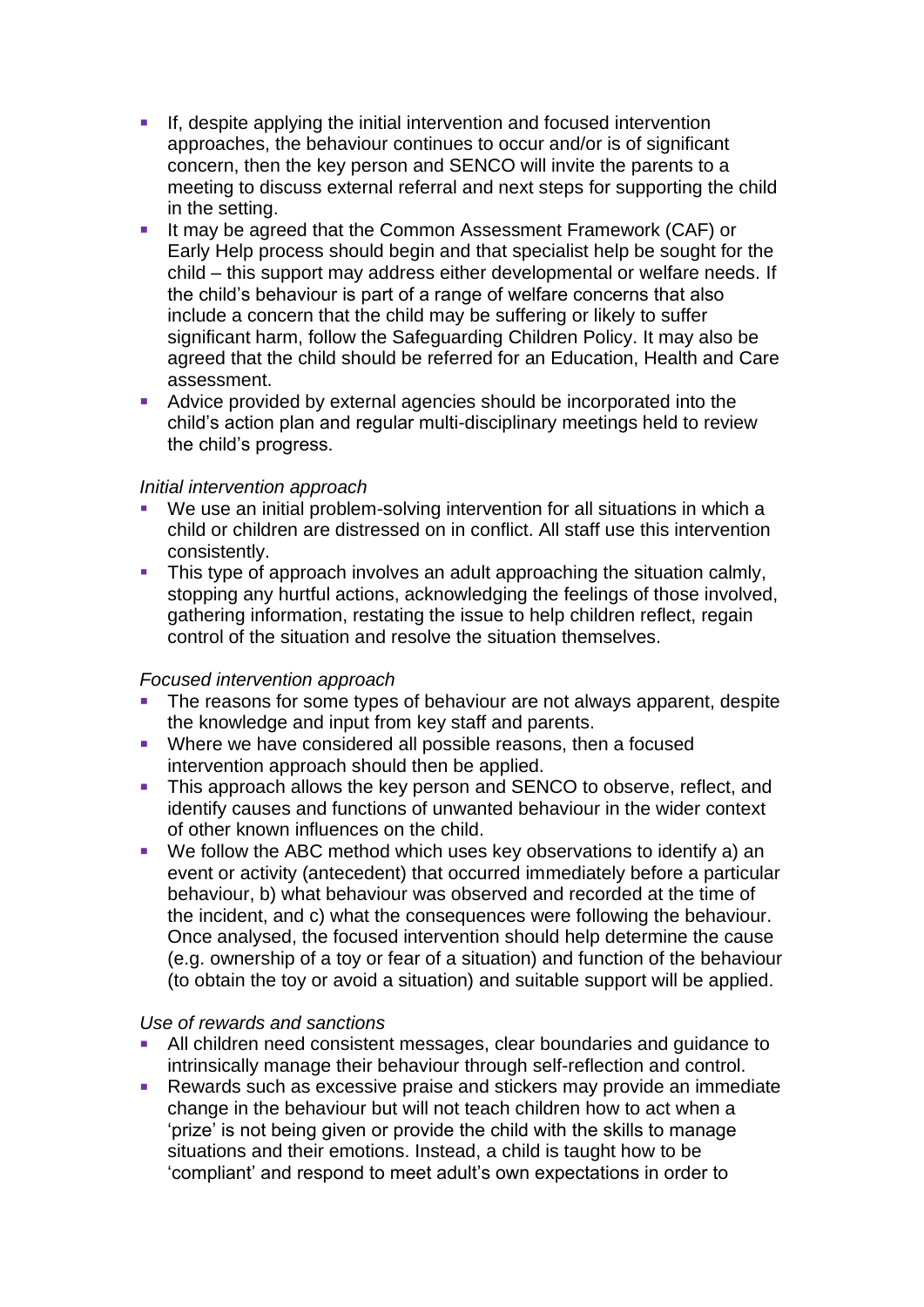- If, despite applying the initial intervention and focused intervention approaches, the behaviour continues to occur and/or is of significant concern, then the key person and SENCO will invite the parents to a meeting to discuss external referral and next steps for supporting the child in the setting.
- It may be agreed that the Common Assessment Framework (CAF) or Early Help process should begin and that specialist help be sought for the child – this support may address either developmental or welfare needs. If the child's behaviour is part of a range of welfare concerns that also include a concern that the child may be suffering or likely to suffer significant harm, follow the Safeguarding Children Policy. It may also be agreed that the child should be referred for an Education, Health and Care assessment.
- Advice provided by external agencies should be incorporated into the child's action plan and regular multi-disciplinary meetings held to review the child's progress.

*Initial intervention approach*

- We use an initial problem-solving intervention for all situations in which a child or children are distressed on in conflict. All staff use this intervention consistently.
- This type of approach involves an adult approaching the situation calmly, stopping any hurtful actions, acknowledging the feelings of those involved, gathering information, restating the issue to help children reflect, regain control of the situation and resolve the situation themselves.

*Focused intervention approach*

- The reasons for some types of behaviour are not always apparent, despite the knowledge and input from key staff and parents.
- Where we have considered all possible reasons, then a focused intervention approach should then be applied.
- This approach allows the key person and SENCO to observe, reflect, and identify causes and functions of unwanted behaviour in the wider context of other known influences on the child.
- We follow the ABC method which uses key observations to identify a) an event or activity (antecedent) that occurred immediately before a particular behaviour, b) what behaviour was observed and recorded at the time of the incident, and c) what the consequences were following the behaviour. Once analysed, the focused intervention should help determine the cause (e.g. ownership of a toy or fear of a situation) and function of the behaviour (to obtain the toy or avoid a situation) and suitable support will be applied.

*Use of rewards and sanctions*

- All children need consistent messages, clear boundaries and guidance to intrinsically manage their behaviour through self-reflection and control.
- Rewards such as excessive praise and stickers may provide an immediate change in the behaviour but will not teach children how to act when a 'prize' is not being given or provide the child with the skills to manage situations and their emotions. Instead, a child is taught how to be 'compliant' and respond to meet adult's own expectations in order to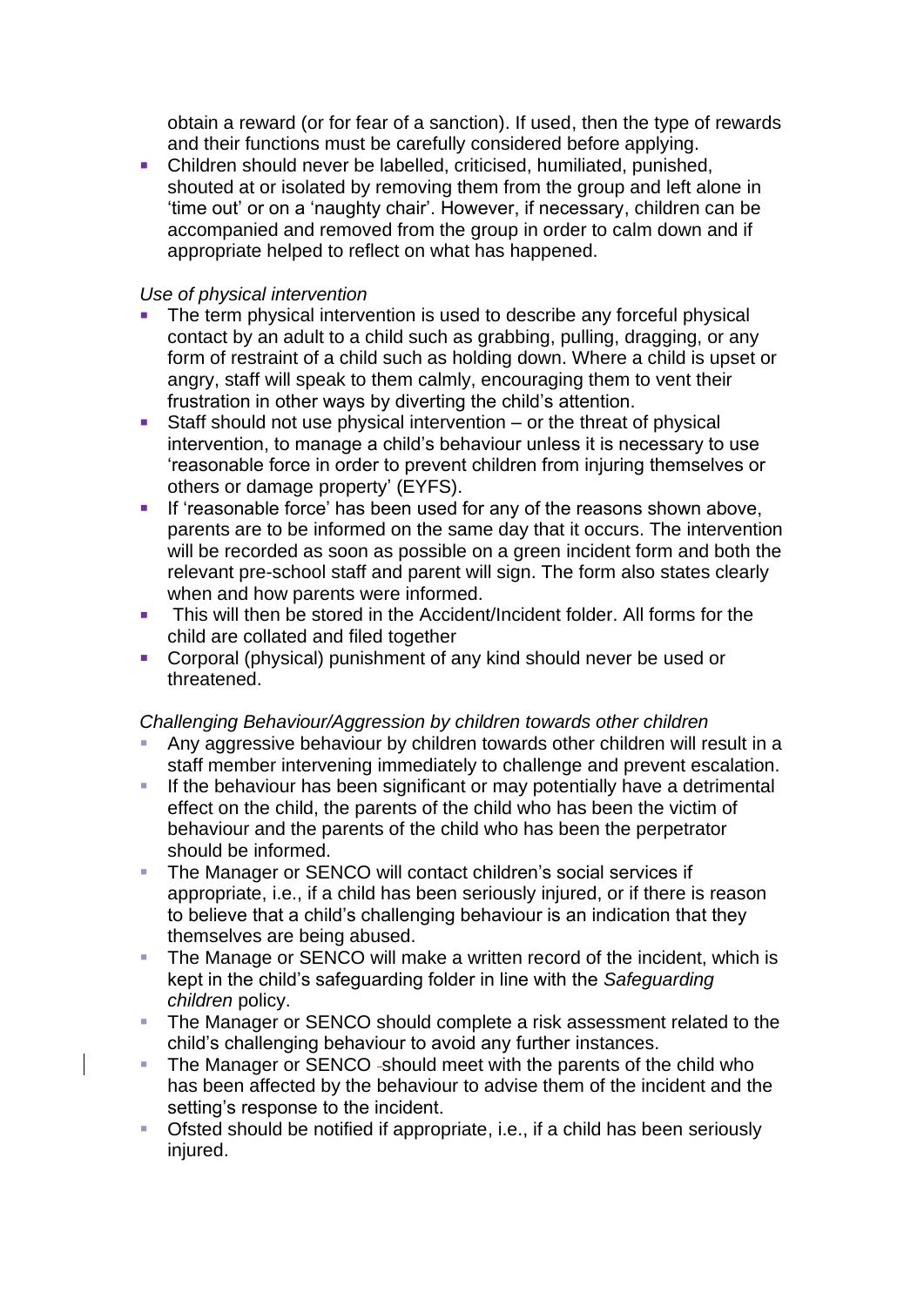obtain a reward (or for fear of a sanction). If used, then the type of rewards and their functions must be carefully considered before applying.

- Children should never be labelled, criticised, humiliated, punished, shouted at or isolated by removing them from the group and left alone in 'time out' or on a 'naughty chair'. However, if necessary, children can be accompanied and removed from the group in order to calm down and if appropriate helped to reflect on what has happened.

*Use of physical intervention*

- The term physical intervention is used to describe any forceful physical contact by an adult to a child such as grabbing, pulling, dragging, or any form of restraint of a child such as holding down. Where a child is upset or angry, staff will speak to them calmly, encouraging them to vent their frustration in other ways by diverting the child's attention.
- Staff should not use physical intervention – or the threat of physical intervention, to manage a child's behaviour unless it is necessary to use 'reasonable force in order to prevent children from injuring themselves or others or damage property' (EYFS).
- If 'reasonable force' has been used for any of the reasons shown above, parents are to be informed on the same day that it occurs. The intervention will be recorded as soon as possible on a green incident form and both the relevant pre-school staff and parent will sign. The form also states clearly when and how parents were informed.
- This will then be stored in the Accident/Incident folder. All forms for the child are collated and filed together
- Corporal (physical) punishment of any kind should never be used or threatened.

*Challenging Behaviour/Aggression by children towards other children*

- Any aggressive behaviour by children towards other children will result in a staff member intervening immediately to challenge and prevent escalation.
- If the behaviour has been significant or may potentially have a detrimental effect on the child, the parents of the child who has been the victim of behaviour and the parents of the child who has been the perpetrator should be informed.
- The Manager or SENCO will contact children's social services if appropriate, i.e., if a child has been seriously injured, or if there is reason to believe that a child's challenging behaviour is an indication that they themselves are being abused.
- The Manage or SENCO will make a written record of the incident, which is kept in the child's safeguarding folder in line with the *Safeguarding children* policy.
- The Manager or SENCO should complete a risk assessment related to the child's challenging behaviour to avoid any further instances.
- The Manager or SENCO should meet with the parents of the child who has been affected by the behaviour to advise them of the incident and the setting's response to the incident.
- Ofsted should be notified if appropriate, i.e., if a child has been seriously injured.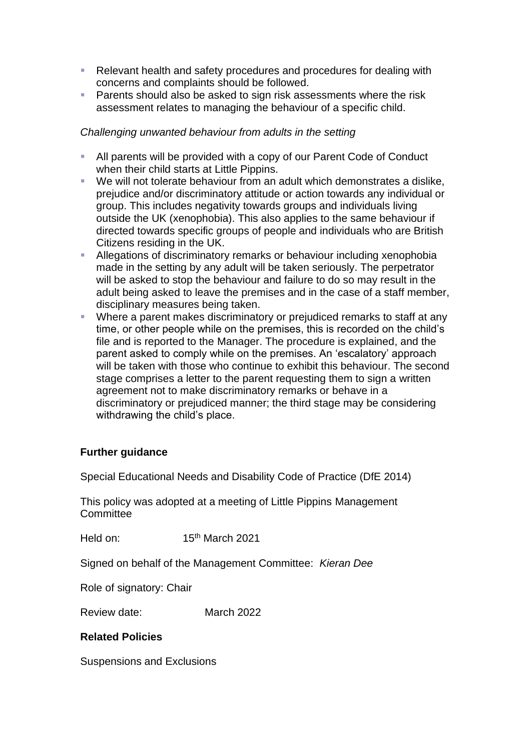- Relevant health and safety procedures and procedures for dealing with concerns and complaints should be followed.
- Parents should also be asked to sign risk assessments where the risk assessment relates to managing the behaviour of a specific child.

*Challenging unwanted behaviour from adults in the setting*

- All parents will be provided with a copy of our Parent Code of Conduct when their child starts at Little Pippins.
- We will not tolerate behaviour from an adult which demonstrates a dislike, prejudice and/or discriminatory attitude or action towards any individual or group. This includes negativity towards groups and individuals living outside the UK (xenophobia). This also applies to the same behaviour if directed towards specific groups of people and individuals who are British Citizens residing in the UK.
- Allegations of discriminatory remarks or behaviour including xenophobia made in the setting by any adult will be taken seriously. The perpetrator will be asked to stop the behaviour and failure to do so may result in the adult being asked to leave the premises and in the case of a staff member, disciplinary measures being taken.
- Where a parent makes discriminatory or prejudiced remarks to staff at any time, or other people while on the premises, this is recorded on the child's file and is reported to the Manager. The procedure is explained, and the parent asked to comply while on the premises. An 'escalatory' approach will be taken with those who continue to exhibit this behaviour. The second stage comprises a letter to the parent requesting them to sign a written agreement not to make discriminatory remarks or behave in a discriminatory or prejudiced manner; the third stage may be considering withdrawing the child's place.

**Further guidance**

Special Educational Needs and Disability Code of Practice (DfE 2014)

This policy was adopted at a meeting of Little Pippins Management Committee

Held on: 15th March 2021

Signed on behalf of the Management Committee: *Kieran Dee*

Role of signatory: Chair

Review date: March 2022

**Related Policies**

Suspensions and Exclusions